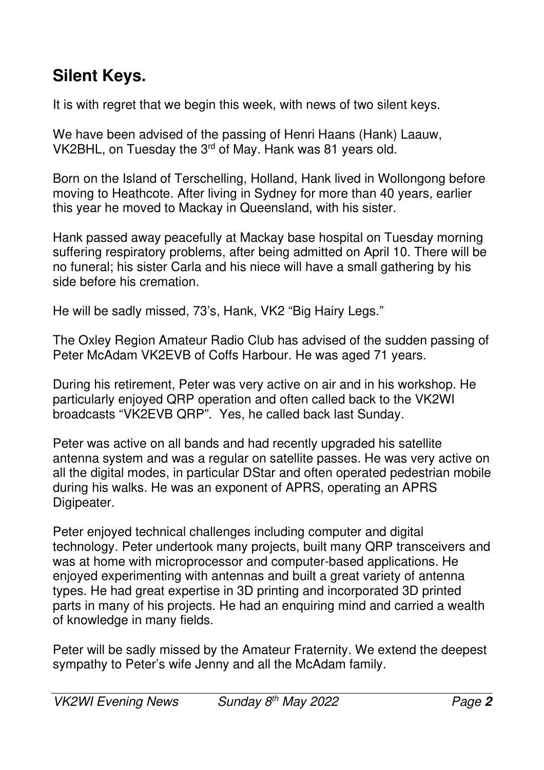## Silent Keys.

It is with regret that we begin this week, with news of two silent keys.

We have been advised of the passing of Henri Haans (Hank) Laauw, VK2BHL, on Tuesday the 3rd of May. Hank was 81 years old.

Born on the Island of Terschelling, Holland, Hank lived in Wollongong before moving to Heathcote. After living in Sydney for more than 40 years, earlier this year he moved to Mackay in Queensland, with his sister.

Hank passed away peacefully at Mackay base hospital on Tuesday morning suffering respiratory problems, after being admitted on April 10. There will be no funeral; his sister Carla and his niece will have a small gathering by his side before his cremation.

He will be sadly missed, 73's, Hank, VK2 "Big Hairy Legs."

The Oxley Region Amateur Radio Club has advised of the sudden passing of Peter McAdam VK2EVB of Coffs Harbour. He was aged 71 years.

During his retirement, Peter was very active on air and in his workshop. He particularly enjoyed QRP operation and often called back to the VK2WI broadcasts "VK2EVB QRP". Yes, he called back last Sunday.

Peter was active on all bands and had recently upgraded his satellite antenna system and was a regular on satellite passes. He was very active on all the digital modes, in particular DStar and often operated pedestrian mobile during his walks. He was an exponent of APRS, operating an APRS Digipeater.

Peter enjoyed technical challenges including computer and digital technology. Peter undertook many projects, built many QRP transceivers and was at home with microprocessor and computer-based applications. He enjoyed experimenting with antennas and built a great variety of antenna types. He had great expertise in 3D printing and incorporated 3D printed parts in many of his projects. He had an enquiring mind and carried a wealth of knowledge in many fields.

Peter will be sadly missed by the Amateur Fraternity. We extend the deepest sympathy to Peter's wife Jenny and all the McAdam family.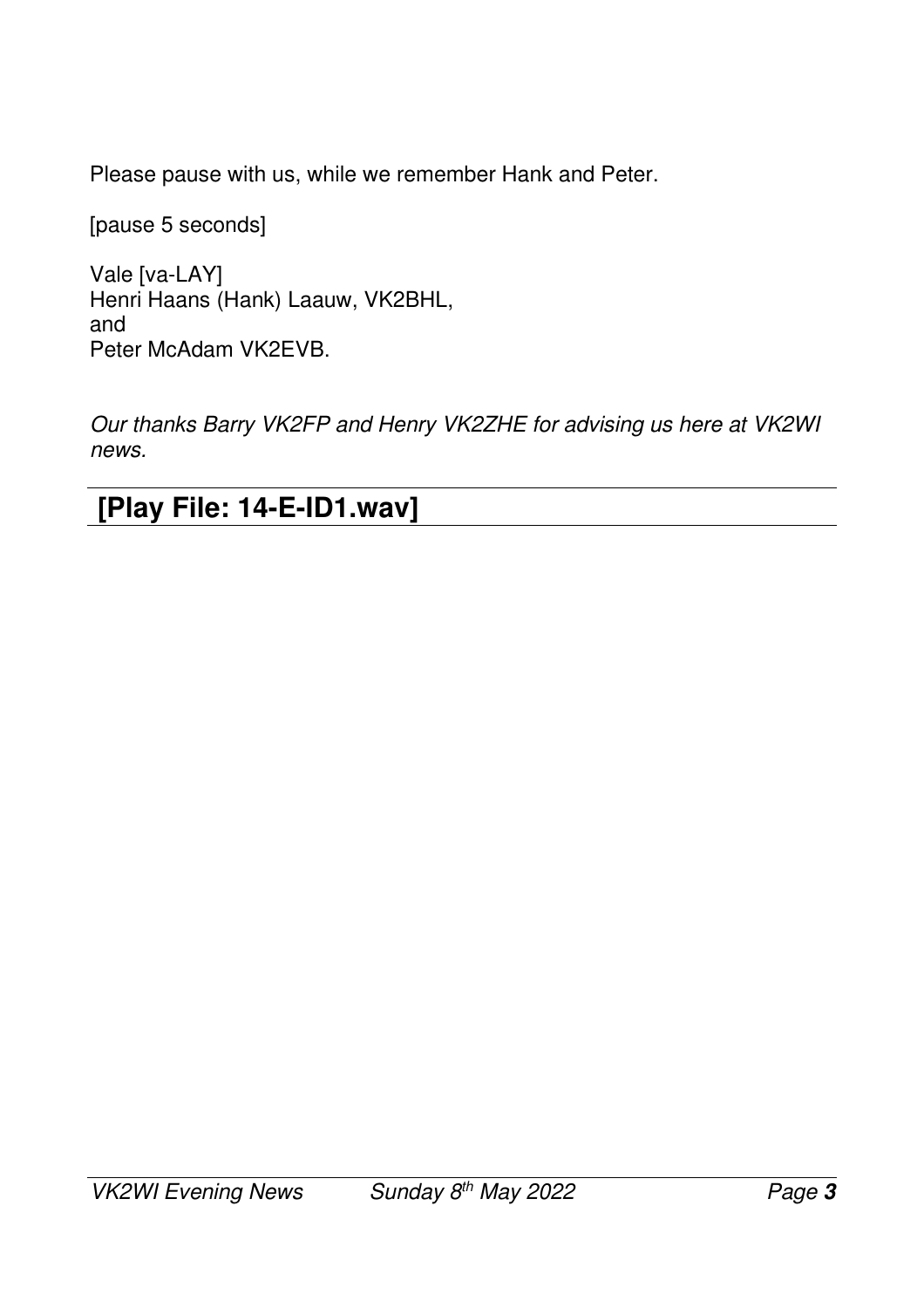Please pause with us, while we remember Hank and Peter.

[pause 5 seconds]

Vale [va-LAY]
Henri Haans (Hank) Laauw, VK2BHL,
and
Peter McAdam VK2EVB.

*Our thanks Barry VK2FP and Henry VK2ZHE for advising us here at VK2WI news.*

## [Play File: 14-E-ID1.wav]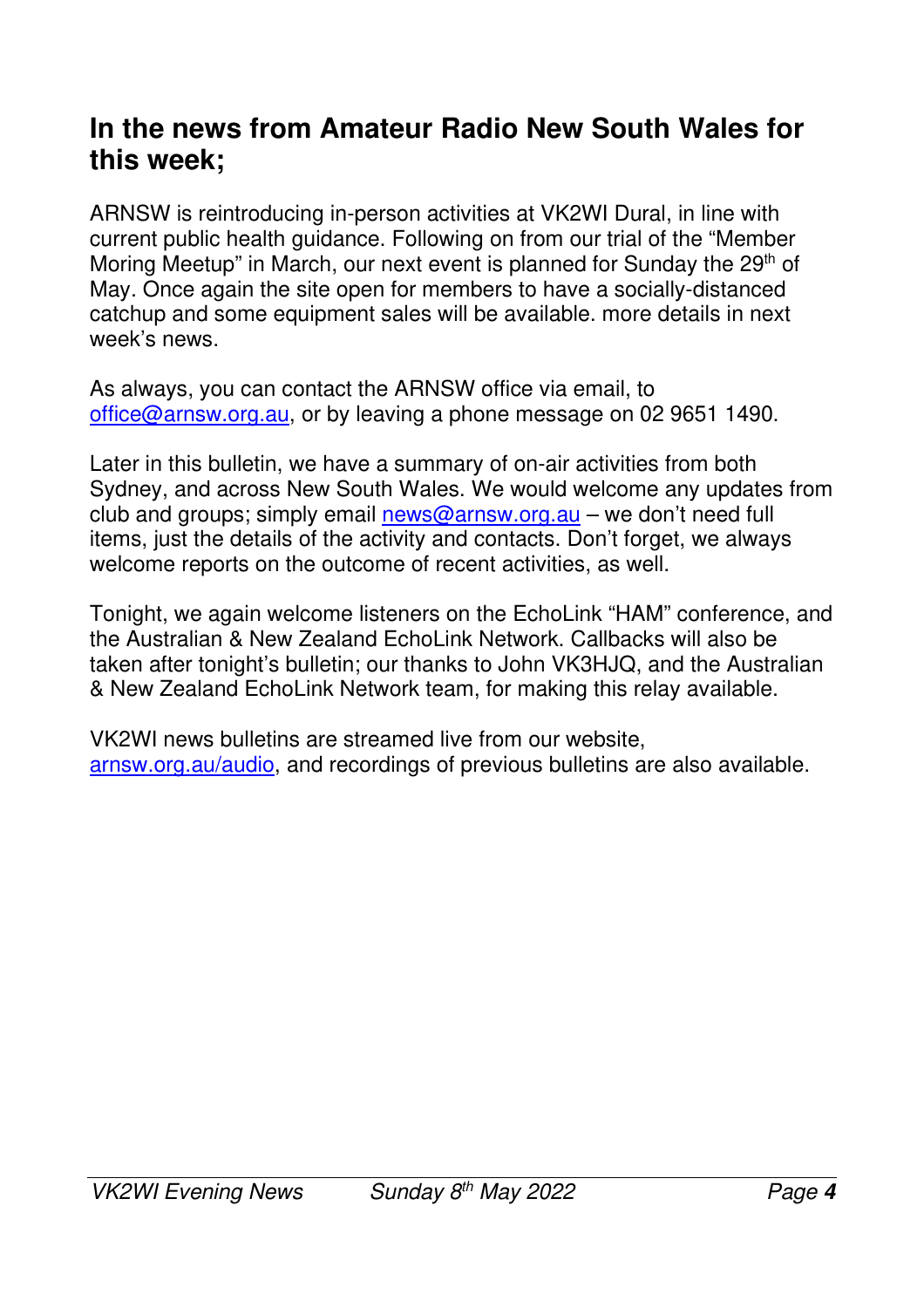## In the news from Amateur Radio New South Wales for this week;

ARNSW is reintroducing in-person activities at VK2WI Dural, in line with current public health guidance. Following on from our trial of the "Member Moring Meetup" in March, our next event is planned for Sunday the 29th of May. Once again the site open for members to have a socially-distanced catchup and some equipment sales will be available. more details in next week's news.

As always, you can contact the ARNSW office via email, to office@arnsw.org.au, or by leaving a phone message on 02 9651 1490.

Later in this bulletin, we have a summary of on-air activities from both Sydney, and across New South Wales. We would welcome any updates from club and groups; simply email news@arnsw.org.au – we don't need full items, just the details of the activity and contacts. Don't forget, we always welcome reports on the outcome of recent activities, as well.

Tonight, we again welcome listeners on the EchoLink "HAM" conference, and the Australian & New Zealand EchoLink Network. Callbacks will also be taken after tonight's bulletin; our thanks to John VK3HJQ, and the Australian & New Zealand EchoLink Network team, for making this relay available.

VK2WI news bulletins are streamed live from our website, arnsw.org.au/audio, and recordings of previous bulletins are also available.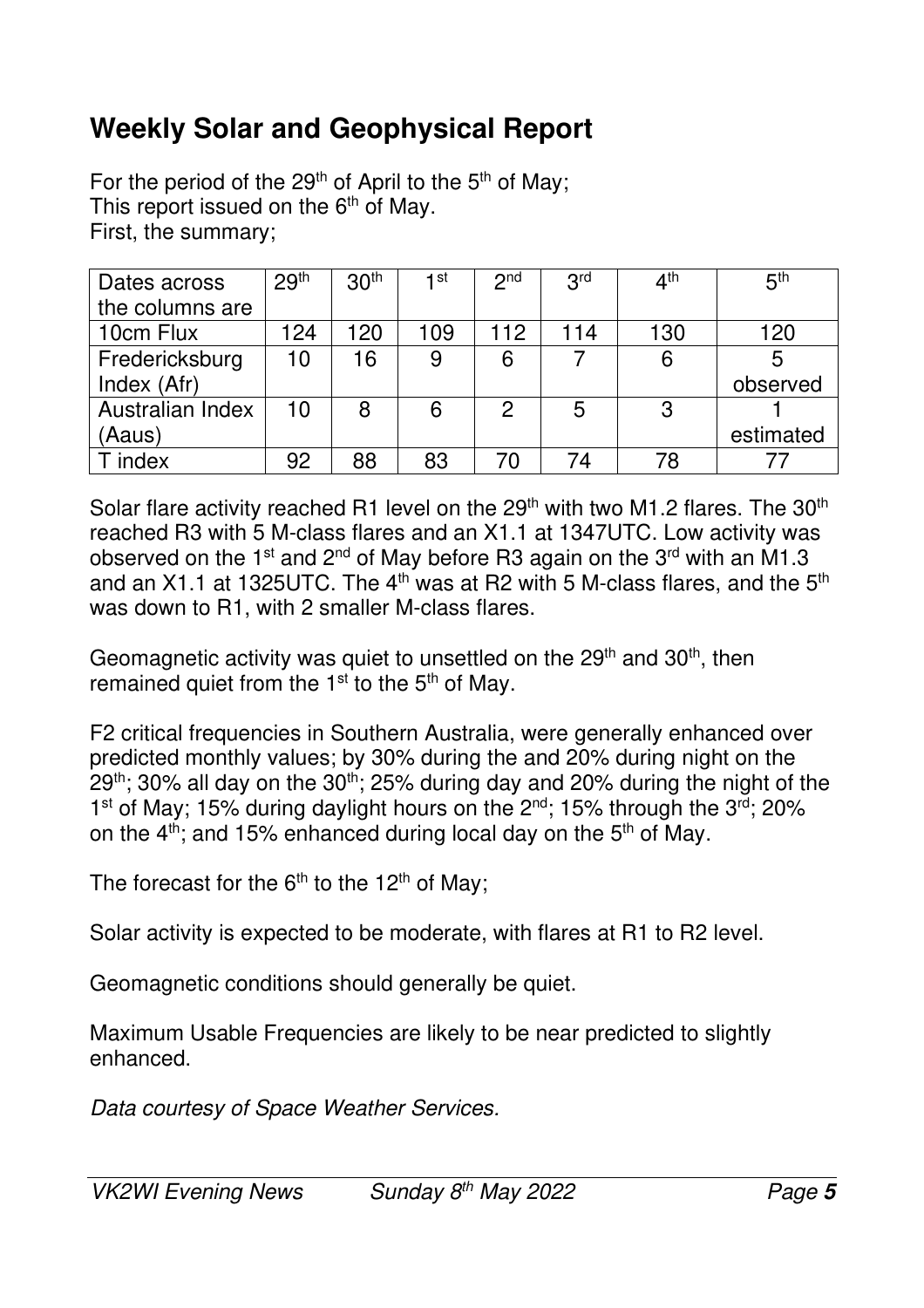## Weekly Solar and Geophysical Report

For the period of the 29th of April to the 5th of May;
This report issued on the 6th of May.
First, the summary;

| Dates across the columns are | 29th | 30th | 1st | 2nd | 3rd | 4th | 5th |
|---|---|---|---|---|---|---|---|
| 10cm Flux | 124 | 120 | 109 | 112 | 114 | 130 | 120 |
| Fredericksburg Index (Afr) | 10 | 16 | 9 | 6 | 7 | 6 | 5 observed |
| Australian Index (Aaus) | 10 | 8 | 6 | 2 | 5 | 3 | 1 estimated |
| T index | 92 | 88 | 83 | 70 | 74 | 78 | 77 |

Solar flare activity reached R1 level on the 29th with two M1.2 flares. The 30th reached R3 with 5 M-class flares and an X1.1 at 1347UTC. Low activity was observed on the 1st and 2nd of May before R3 again on the 3rd with an M1.3 and an X1.1 at 1325UTC. The 4th was at R2 with 5 M-class flares, and the 5th was down to R1, with 2 smaller M-class flares.

Geomagnetic activity was quiet to unsettled on the 29th and 30th, then remained quiet from the 1st to the 5th of May.

F2 critical frequencies in Southern Australia, were generally enhanced over predicted monthly values; by 30% during the and 20% during night on the 29th; 30% all day on the 30th; 25% during day and 20% during the night of the 1st of May; 15% during daylight hours on the 2nd; 15% through the 3rd; 20% on the 4th; and 15% enhanced during local day on the 5th of May.

The forecast for the 6th to the 12th of May;

Solar activity is expected to be moderate, with flares at R1 to R2 level.

Geomagnetic conditions should generally be quiet.

Maximum Usable Frequencies are likely to be near predicted to slightly enhanced.

*Data courtesy of Space Weather Services.*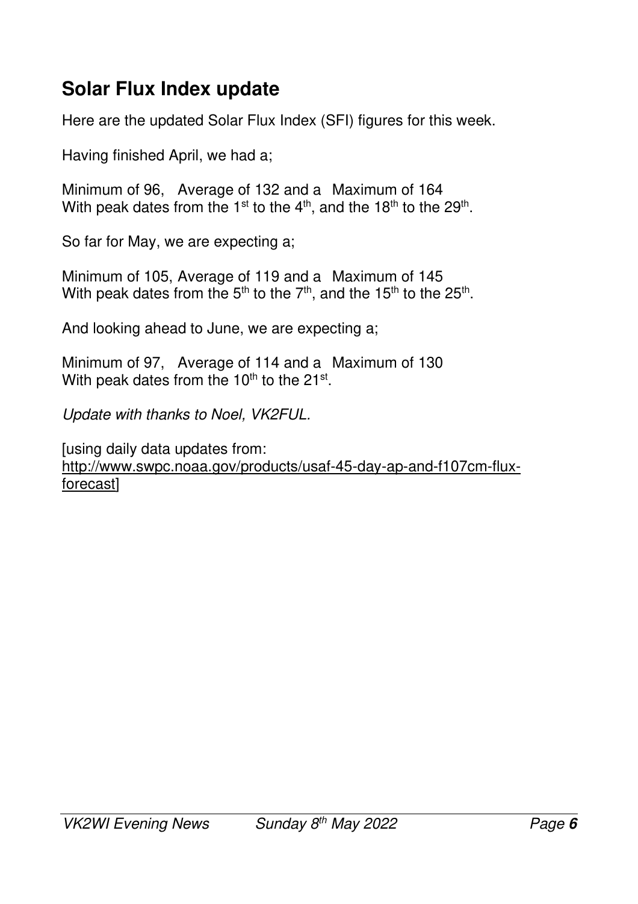## Solar Flux Index update

Here are the updated Solar Flux Index (SFI) figures for this week.

Having finished April, we had a;

Minimum of 96, Average of 132 and a Maximum of 164
With peak dates from the 1st to the 4th, and the 18th to the 29th.

So far for May, we are expecting a;

Minimum of 105, Average of 119 and a Maximum of 145
With peak dates from the 5th to the 7th, and the 15th to the 25th.

And looking ahead to June, we are expecting a;

Minimum of 97, Average of 114 and a Maximum of 130
With peak dates from the 10th to the 21st.

*Update with thanks to Noel, VK2FUL.*

[using daily data updates from:
http://www.swpc.noaa.gov/products/usaf-45-day-ap-and-f107cm-flux-forecast]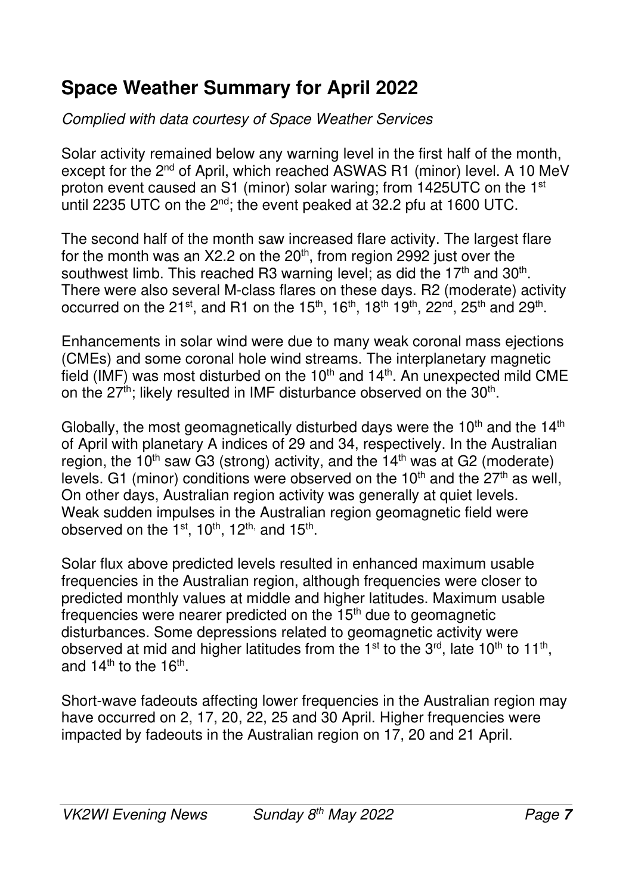## Space Weather Summary for April 2022

*Complied with data courtesy of Space Weather Services*

Solar activity remained below any warning level in the first half of the month, except for the 2nd of April, which reached ASWAS R1 (minor) level. A 10 MeV proton event caused an S1 (minor) solar waring; from 1425UTC on the 1st until 2235 UTC on the 2nd; the event peaked at 32.2 pfu at 1600 UTC.

The second half of the month saw increased flare activity. The largest flare for the month was an X2.2 on the 20th, from region 2992 just over the southwest limb. This reached R3 warning level; as did the 17th and 30th. There were also several M-class flares on these days. R2 (moderate) activity occurred on the 21st, and R1 on the 15th, 16th, 18th 19th, 22nd, 25th and 29th.

Enhancements in solar wind were due to many weak coronal mass ejections (CMEs) and some coronal hole wind streams. The interplanetary magnetic field (IMF) was most disturbed on the 10th and 14th. An unexpected mild CME on the 27th; likely resulted in IMF disturbance observed on the 30th.

Globally, the most geomagnetically disturbed days were the 10th and the 14th of April with planetary A indices of 29 and 34, respectively. In the Australian region, the 10th saw G3 (strong) activity, and the 14th was at G2 (moderate) levels. G1 (minor) conditions were observed on the 10th and the 27th as well, On other days, Australian region activity was generally at quiet levels. Weak sudden impulses in the Australian region geomagnetic field were observed on the 1st, 10th, 12th, and 15th.

Solar flux above predicted levels resulted in enhanced maximum usable frequencies in the Australian region, although frequencies were closer to predicted monthly values at middle and higher latitudes. Maximum usable frequencies were nearer predicted on the 15th due to geomagnetic disturbances. Some depressions related to geomagnetic activity were observed at mid and higher latitudes from the 1st to the 3rd, late 10th to 11th, and 14th to the 16th.

Short-wave fadeouts affecting lower frequencies in the Australian region may have occurred on 2, 17, 20, 22, 25 and 30 April. Higher frequencies were impacted by fadeouts in the Australian region on 17, 20 and 21 April.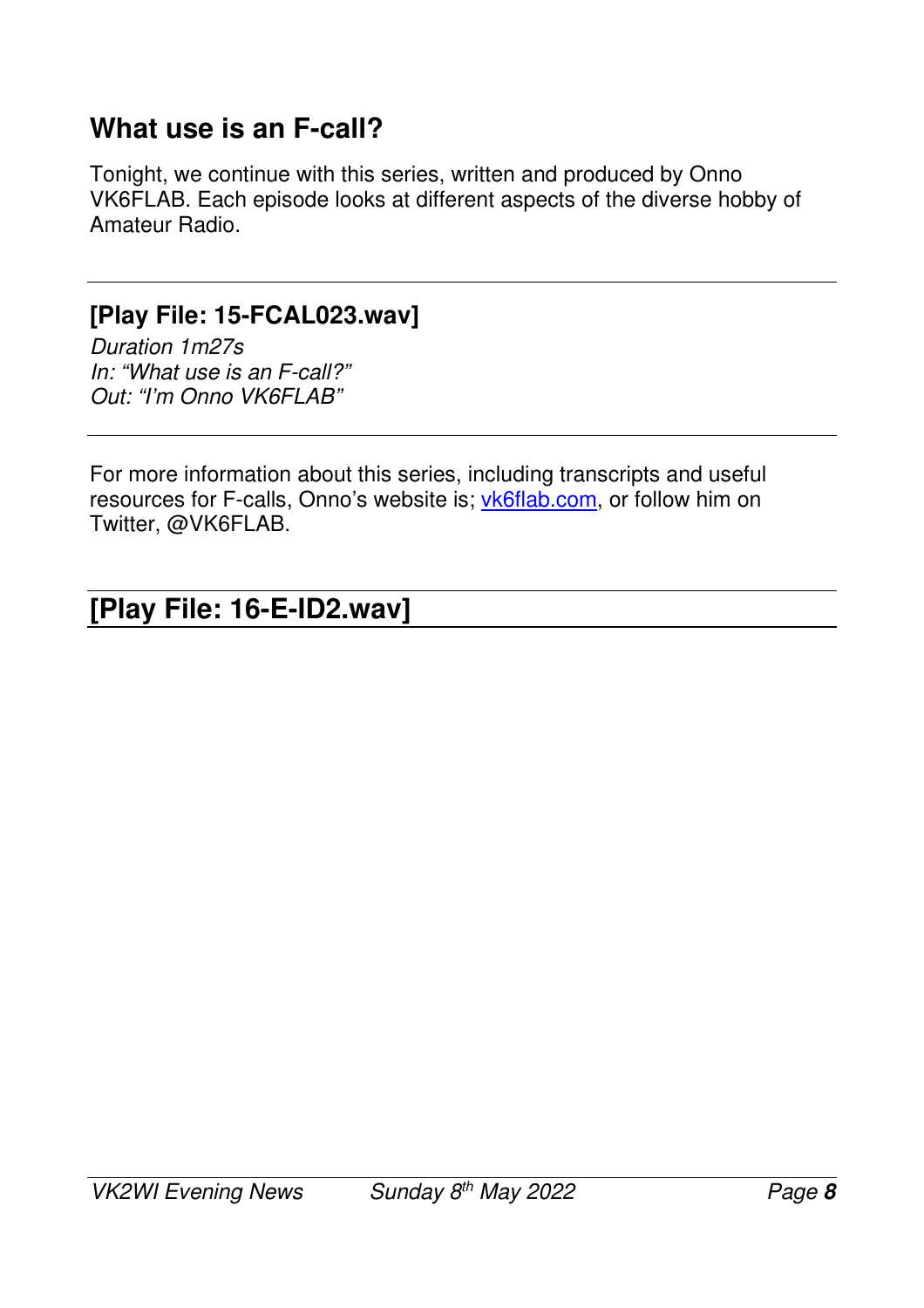## What use is an F-call?

Tonight, we continue with this series, written and produced by Onno VK6FLAB. Each episode looks at different aspects of the diverse hobby of Amateur Radio.

---

### [Play File: 15-FCAL023.wav]

*Duration 1m27s*
*In: "What use is an F-call?"*
*Out: "I'm Onno VK6FLAB"*

---

For more information about this series, including transcripts and useful resources for F-calls, Onno's website is; vk6flab.com, or follow him on Twitter, @VK6FLAB.

---

## [Play File: 16-E-ID2.wav]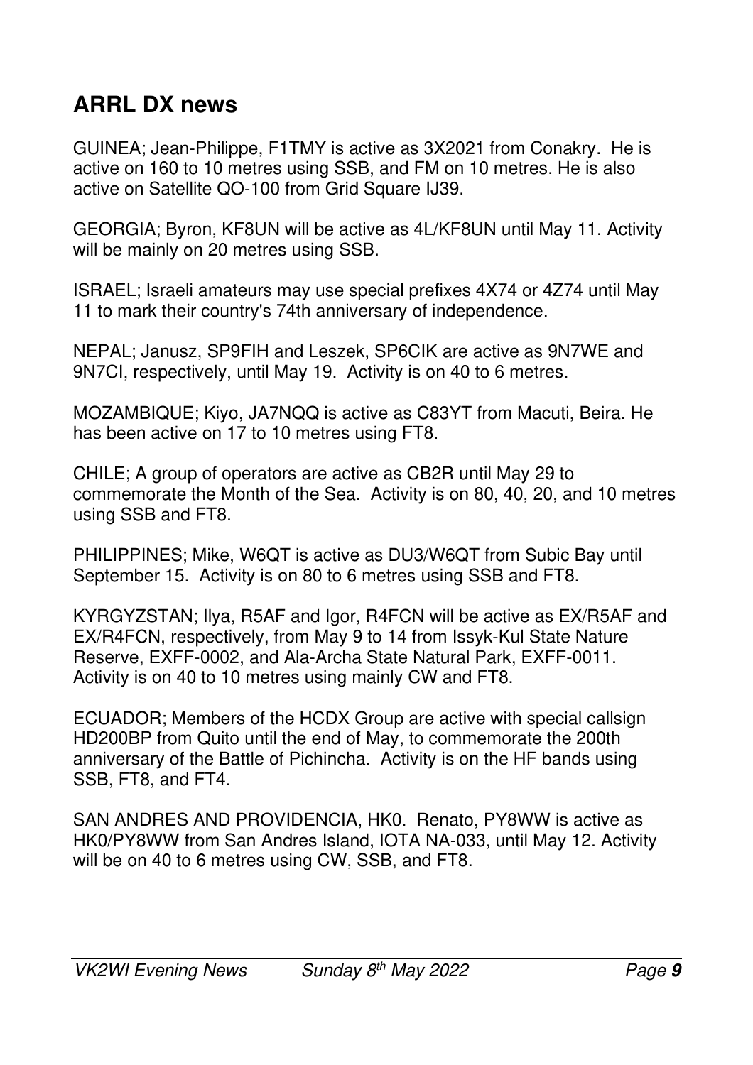## ARRL DX news

GUINEA; Jean-Philippe, F1TMY is active as 3X2021 from Conakry. He is active on 160 to 10 metres using SSB, and FM on 10 metres. He is also active on Satellite QO-100 from Grid Square IJ39.

GEORGIA; Byron, KF8UN will be active as 4L/KF8UN until May 11. Activity will be mainly on 20 metres using SSB.

ISRAEL; Israeli amateurs may use special prefixes 4X74 or 4Z74 until May 11 to mark their country's 74th anniversary of independence.

NEPAL; Janusz, SP9FIH and Leszek, SP6CIK are active as 9N7WE and 9N7CI, respectively, until May 19. Activity is on 40 to 6 metres.

MOZAMBIQUE; Kiyo, JA7NQQ is active as C83YT from Macuti, Beira. He has been active on 17 to 10 metres using FT8.

CHILE; A group of operators are active as CB2R until May 29 to commemorate the Month of the Sea. Activity is on 80, 40, 20, and 10 metres using SSB and FT8.

PHILIPPINES; Mike, W6QT is active as DU3/W6QT from Subic Bay until September 15. Activity is on 80 to 6 metres using SSB and FT8.

KYRGYZSTAN; Ilya, R5AF and Igor, R4FCN will be active as EX/R5AF and EX/R4FCN, respectively, from May 9 to 14 from Issyk-Kul State Nature Reserve, EXFF-0002, and Ala-Archa State Natural Park, EXFF-0011. Activity is on 40 to 10 metres using mainly CW and FT8.

ECUADOR; Members of the HCDX Group are active with special callsign HD200BP from Quito until the end of May, to commemorate the 200th anniversary of the Battle of Pichincha. Activity is on the HF bands using SSB, FT8, and FT4.

SAN ANDRES AND PROVIDENCIA, HK0. Renato, PY8WW is active as HK0/PY8WW from San Andres Island, IOTA NA-033, until May 12. Activity will be on 40 to 6 metres using CW, SSB, and FT8.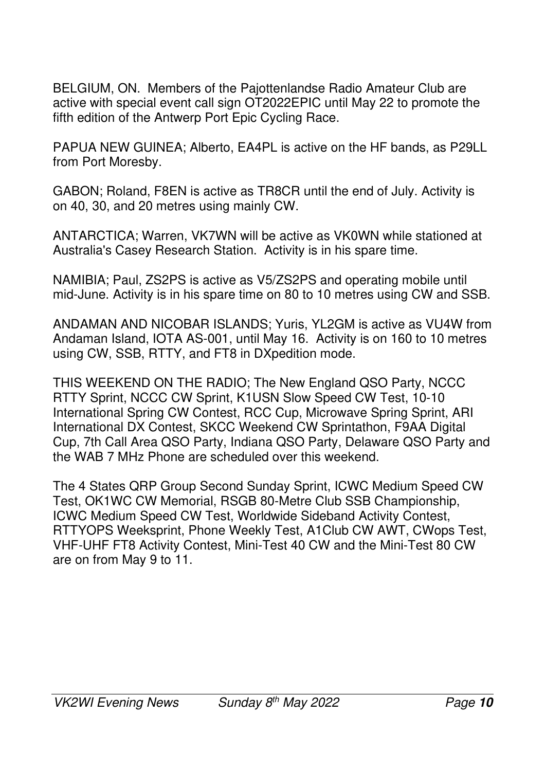BELGIUM, ON. Members of the Pajottenlandse Radio Amateur Club are active with special event call sign OT2022EPIC until May 22 to promote the fifth edition of the Antwerp Port Epic Cycling Race.

PAPUA NEW GUINEA; Alberto, EA4PL is active on the HF bands, as P29LL from Port Moresby.

GABON; Roland, F8EN is active as TR8CR until the end of July. Activity is on 40, 30, and 20 metres using mainly CW.

ANTARCTICA; Warren, VK7WN will be active as VK0WN while stationed at Australia's Casey Research Station. Activity is in his spare time.

NAMIBIA; Paul, ZS2PS is active as V5/ZS2PS and operating mobile until mid-June. Activity is in his spare time on 80 to 10 metres using CW and SSB.

ANDAMAN AND NICOBAR ISLANDS; Yuris, YL2GM is active as VU4W from Andaman Island, IOTA AS-001, until May 16. Activity is on 160 to 10 metres using CW, SSB, RTTY, and FT8 in DXpedition mode.

THIS WEEKEND ON THE RADIO; The New England QSO Party, NCCC RTTY Sprint, NCCC CW Sprint, K1USN Slow Speed CW Test, 10-10 International Spring CW Contest, RCC Cup, Microwave Spring Sprint, ARI International DX Contest, SKCC Weekend CW Sprintathon, F9AA Digital Cup, 7th Call Area QSO Party, Indiana QSO Party, Delaware QSO Party and the WAB 7 MHz Phone are scheduled over this weekend.

The 4 States QRP Group Second Sunday Sprint, ICWC Medium Speed CW Test, OK1WC CW Memorial, RSGB 80-Metre Club SSB Championship, ICWC Medium Speed CW Test, Worldwide Sideband Activity Contest, RTTYOPS Weeksprint, Phone Weekly Test, A1Club CW AWT, CWops Test, VHF-UHF FT8 Activity Contest, Mini-Test 40 CW and the Mini-Test 80 CW are on from May 9 to 11.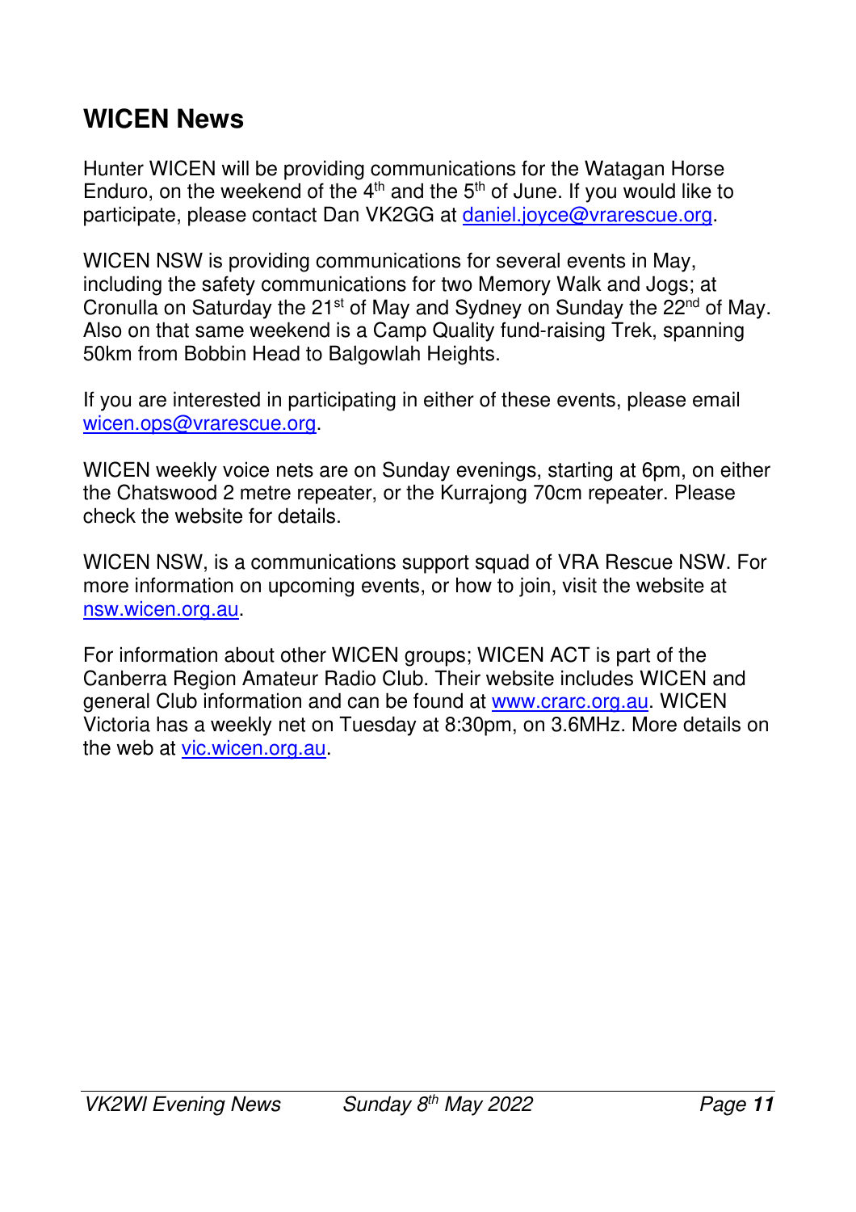## WICEN News

Hunter WICEN will be providing communications for the Watagan Horse Enduro, on the weekend of the 4th and the 5th of June. If you would like to participate, please contact Dan VK2GG at daniel.joyce@vrarescue.org.

WICEN NSW is providing communications for several events in May, including the safety communications for two Memory Walk and Jogs; at Cronulla on Saturday the 21st of May and Sydney on Sunday the 22nd of May. Also on that same weekend is a Camp Quality fund-raising Trek, spanning 50km from Bobbin Head to Balgowlah Heights.

If you are interested in participating in either of these events, please email wicen.ops@vrarescue.org.

WICEN weekly voice nets are on Sunday evenings, starting at 6pm, on either the Chatswood 2 metre repeater, or the Kurrajong 70cm repeater. Please check the website for details.

WICEN NSW, is a communications support squad of VRA Rescue NSW. For more information on upcoming events, or how to join, visit the website at nsw.wicen.org.au.

For information about other WICEN groups; WICEN ACT is part of the Canberra Region Amateur Radio Club. Their website includes WICEN and general Club information and can be found at www.crarc.org.au. WICEN Victoria has a weekly net on Tuesday at 8:30pm, on 3.6MHz. More details on the web at vic.wicen.org.au.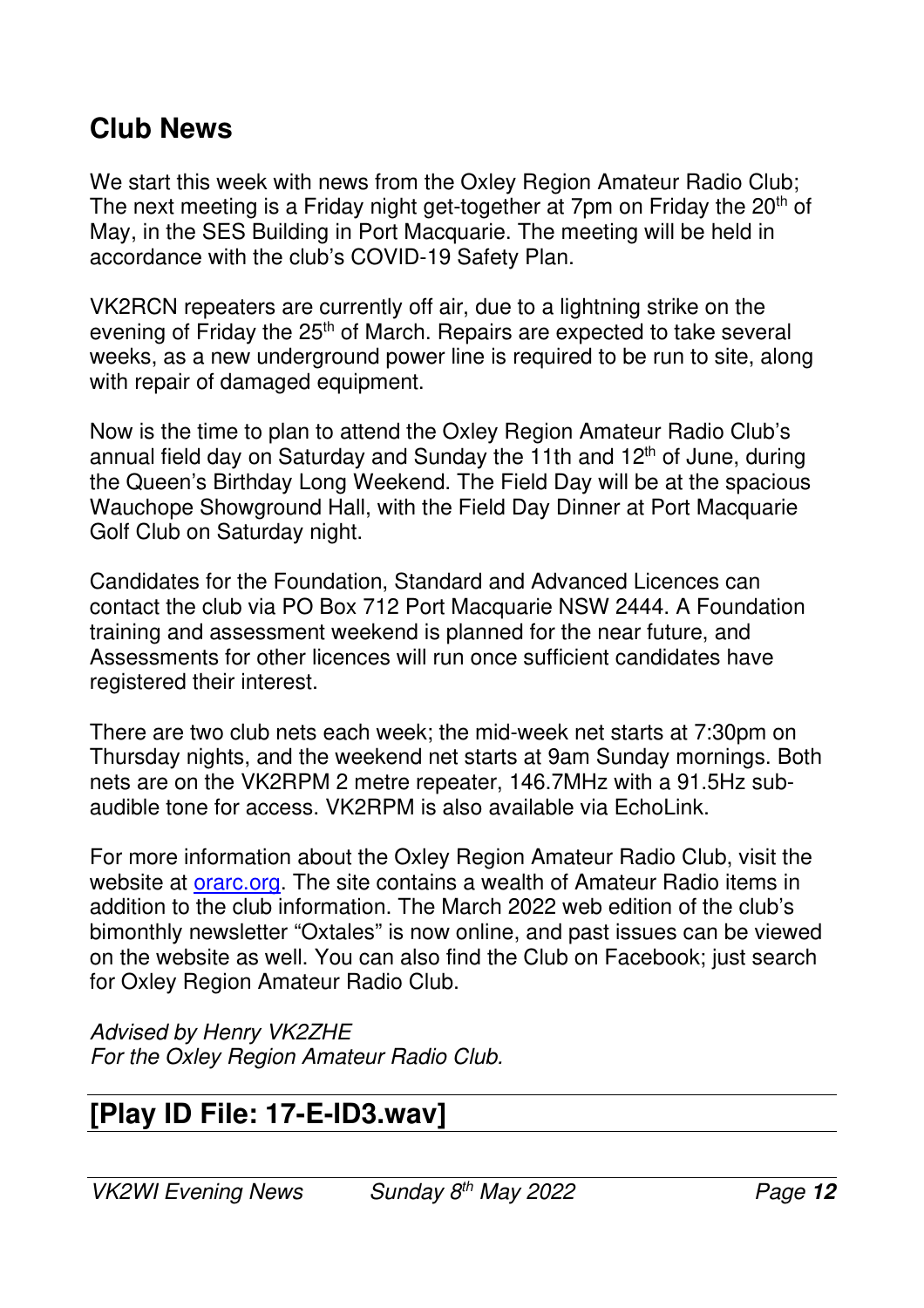## Club News

We start this week with news from the Oxley Region Amateur Radio Club; The next meeting is a Friday night get-together at 7pm on Friday the 20th of May, in the SES Building in Port Macquarie. The meeting will be held in accordance with the club's COVID-19 Safety Plan.

VK2RCN repeaters are currently off air, due to a lightning strike on the evening of Friday the 25th of March. Repairs are expected to take several weeks, as a new underground power line is required to be run to site, along with repair of damaged equipment.

Now is the time to plan to attend the Oxley Region Amateur Radio Club's annual field day on Saturday and Sunday the 11th and 12th of June, during the Queen's Birthday Long Weekend. The Field Day will be at the spacious Wauchope Showground Hall, with the Field Day Dinner at Port Macquarie Golf Club on Saturday night.

Candidates for the Foundation, Standard and Advanced Licences can contact the club via PO Box 712 Port Macquarie NSW 2444. A Foundation training and assessment weekend is planned for the near future, and Assessments for other licences will run once sufficient candidates have registered their interest.

There are two club nets each week; the mid-week net starts at 7:30pm on Thursday nights, and the weekend net starts at 9am Sunday mornings. Both nets are on the VK2RPM 2 metre repeater, 146.7MHz with a 91.5Hz sub-audible tone for access. VK2RPM is also available via EchoLink.

For more information about the Oxley Region Amateur Radio Club, visit the website at orarc.org. The site contains a wealth of Amateur Radio items in addition to the club information. The March 2022 web edition of the club's bimonthly newsletter "Oxtales" is now online, and past issues can be viewed on the website as well. You can also find the Club on Facebook; just search for Oxley Region Amateur Radio Club.

*Advised by Henry VK2ZHE*
*For the Oxley Region Amateur Radio Club.*

## [Play ID File: 17-E-ID3.wav]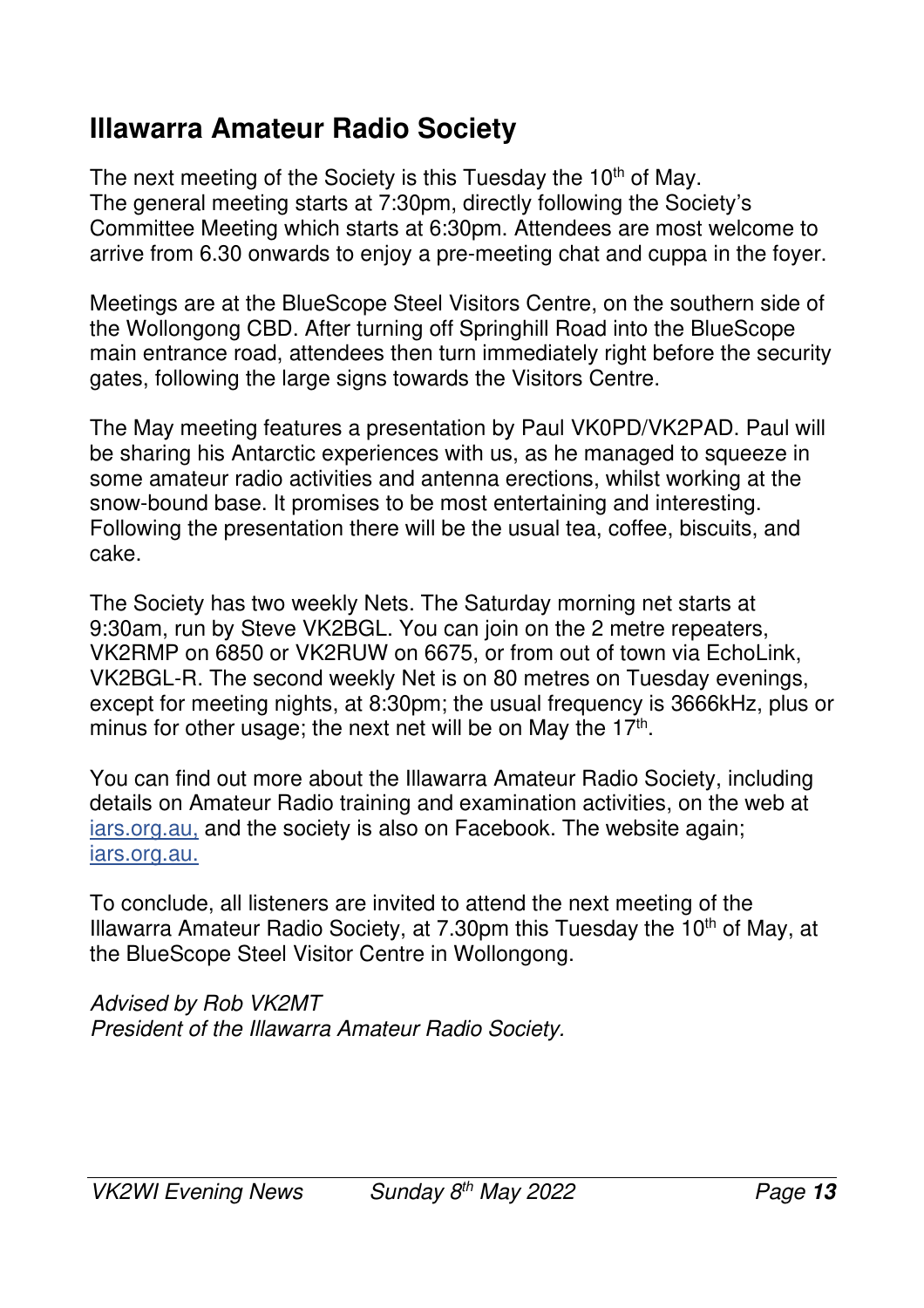## Illawarra Amateur Radio Society

The next meeting of the Society is this Tuesday the 10th of May. The general meeting starts at 7:30pm, directly following the Society's Committee Meeting which starts at 6:30pm. Attendees are most welcome to arrive from 6.30 onwards to enjoy a pre-meeting chat and cuppa in the foyer.

Meetings are at the BlueScope Steel Visitors Centre, on the southern side of the Wollongong CBD. After turning off Springhill Road into the BlueScope main entrance road, attendees then turn immediately right before the security gates, following the large signs towards the Visitors Centre.

The May meeting features a presentation by Paul VK0PD/VK2PAD. Paul will be sharing his Antarctic experiences with us, as he managed to squeeze in some amateur radio activities and antenna erections, whilst working at the snow-bound base. It promises to be most entertaining and interesting. Following the presentation there will be the usual tea, coffee, biscuits, and cake.

The Society has two weekly Nets. The Saturday morning net starts at 9:30am, run by Steve VK2BGL. You can join on the 2 metre repeaters, VK2RMP on 6850 or VK2RUW on 6675, or from out of town via EchoLink, VK2BGL-R. The second weekly Net is on 80 metres on Tuesday evenings, except for meeting nights, at 8:30pm; the usual frequency is 3666kHz, plus or minus for other usage; the next net will be on May the 17th.

You can find out more about the Illawarra Amateur Radio Society, including details on Amateur Radio training and examination activities, on the web at [iars.org.au,](http://iars.org.au) and the society is also on Facebook. The website again; [iars.org.au.](http://iars.org.au)

To conclude, all listeners are invited to attend the next meeting of the Illawarra Amateur Radio Society, at 7.30pm this Tuesday the 10th of May, at the BlueScope Steel Visitor Centre in Wollongong.

*Advised by Rob VK2MT*
*President of the Illawarra Amateur Radio Society.*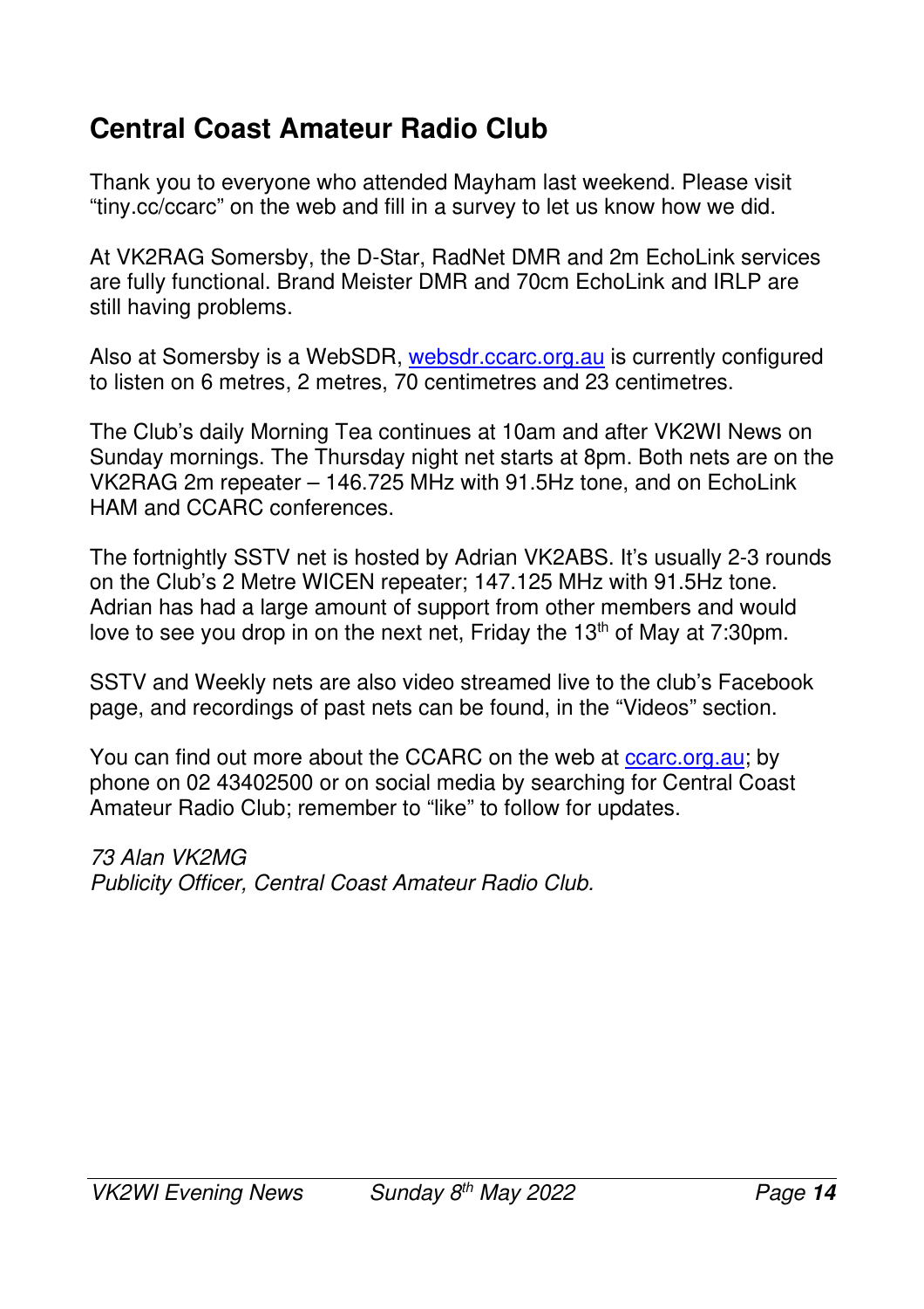## Central Coast Amateur Radio Club

Thank you to everyone who attended Mayham last weekend. Please visit “tiny.cc/ccarc” on the web and fill in a survey to let us know how we did.

At VK2RAG Somersby, the D-Star, RadNet DMR and 2m EchoLink services are fully functional. Brand Meister DMR and 70cm EchoLink and IRLP are still having problems.

Also at Somersby is a WebSDR, websdr.ccarc.org.au is currently configured to listen on 6 metres, 2 metres, 70 centimetres and 23 centimetres.

The Club’s daily Morning Tea continues at 10am and after VK2WI News on Sunday mornings. The Thursday night net starts at 8pm. Both nets are on the VK2RAG 2m repeater – 146.725 MHz with 91.5Hz tone, and on EchoLink HAM and CCARC conferences.

The fortnightly SSTV net is hosted by Adrian VK2ABS. It’s usually 2-3 rounds on the Club’s 2 Metre WICEN repeater; 147.125 MHz with 91.5Hz tone. Adrian has had a large amount of support from other members and would love to see you drop in on the next net, Friday the 13th of May at 7:30pm.

SSTV and Weekly nets are also video streamed live to the club’s Facebook page, and recordings of past nets can be found, in the “Videos” section.

You can find out more about the CCARC on the web at ccarc.org.au; by phone on 02 43402500 or on social media by searching for Central Coast Amateur Radio Club; remember to “like” to follow for updates.

*73 Alan VK2MG*
*Publicity Officer, Central Coast Amateur Radio Club.*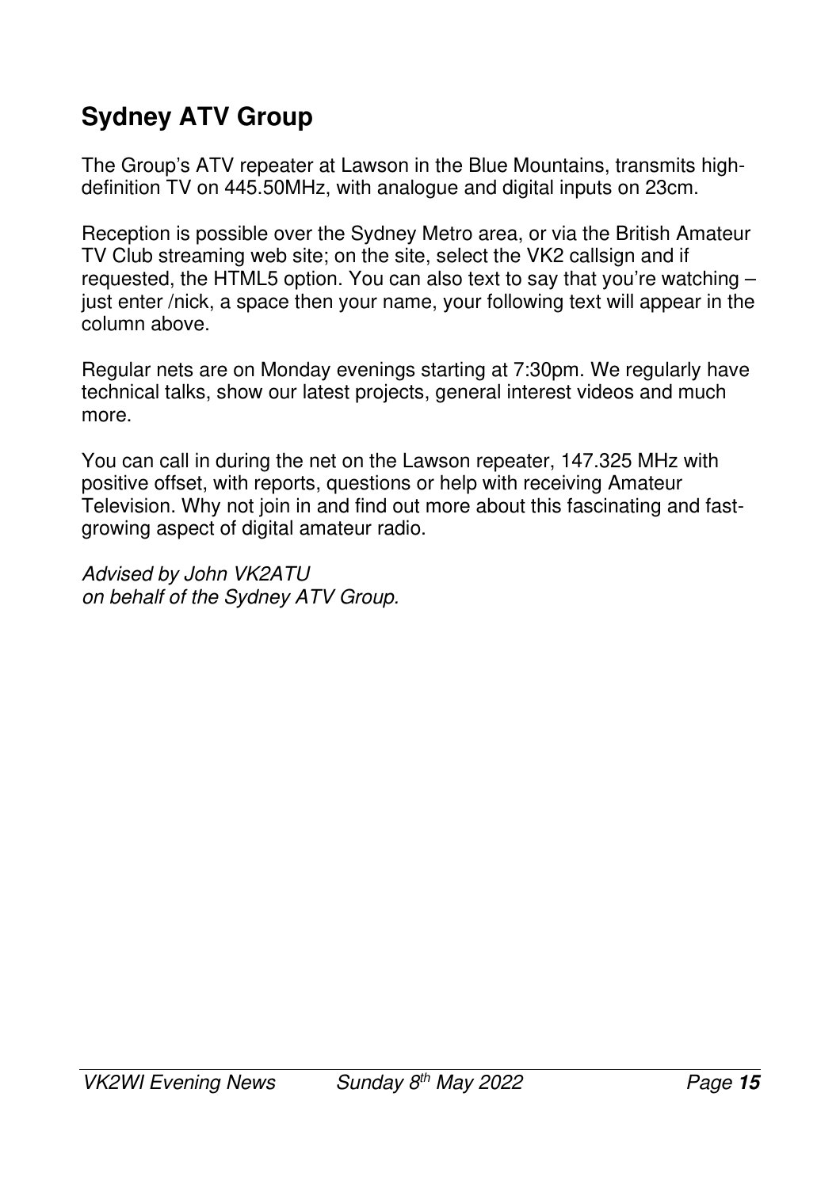## Sydney ATV Group

The Group's ATV repeater at Lawson in the Blue Mountains, transmits high-definition TV on 445.50MHz, with analogue and digital inputs on 23cm.

Reception is possible over the Sydney Metro area, or via the British Amateur TV Club streaming web site; on the site, select the VK2 callsign and if requested, the HTML5 option. You can also text to say that you're watching – just enter /nick, a space then your name, your following text will appear in the column above.

Regular nets are on Monday evenings starting at 7:30pm. We regularly have technical talks, show our latest projects, general interest videos and much more.

You can call in during the net on the Lawson repeater, 147.325 MHz with positive offset, with reports, questions or help with receiving Amateur Television. Why not join in and find out more about this fascinating and fast-growing aspect of digital amateur radio.

*Advised by John VK2ATU*
*on behalf of the Sydney ATV Group.*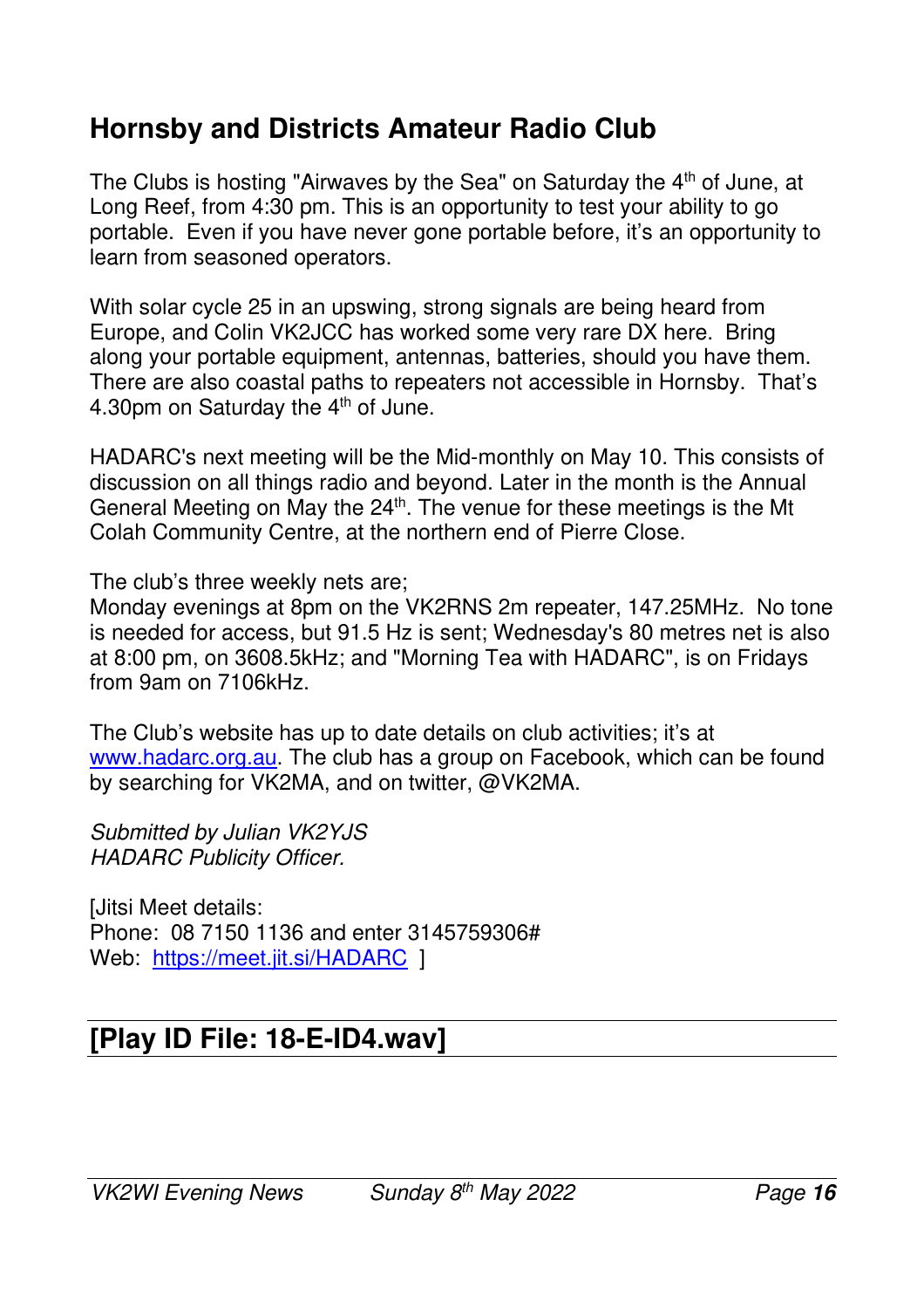## Hornsby and Districts Amateur Radio Club

The Clubs is hosting "Airwaves by the Sea" on Saturday the 4th of June, at Long Reef, from 4:30 pm. This is an opportunity to test your ability to go portable. Even if you have never gone portable before, it's an opportunity to learn from seasoned operators.

With solar cycle 25 in an upswing, strong signals are being heard from Europe, and Colin VK2JCC has worked some very rare DX here. Bring along your portable equipment, antennas, batteries, should you have them. There are also coastal paths to repeaters not accessible in Hornsby. That's 4.30pm on Saturday the 4th of June.

HADARC's next meeting will be the Mid-monthly on May 10. This consists of discussion on all things radio and beyond. Later in the month is the Annual General Meeting on May the 24th. The venue for these meetings is the Mt Colah Community Centre, at the northern end of Pierre Close.

The club's three weekly nets are;
Monday evenings at 8pm on the VK2RNS 2m repeater, 147.25MHz. No tone is needed for access, but 91.5 Hz is sent; Wednesday's 80 metres net is also at 8:00 pm, on 3608.5kHz; and "Morning Tea with HADARC", is on Fridays from 9am on 7106kHz.

The Club's website has up to date details on club activities; it's at www.hadarc.org.au. The club has a group on Facebook, which can be found by searching for VK2MA, and on twitter, @VK2MA.

*Submitted by Julian VK2YJS*
*HADARC Publicity Officer.*

[Jitsi Meet details:
Phone: 08 7150 1136 and enter 3145759306#
Web: https://meet.jit.si/HADARC ]

## [Play ID File: 18-E-ID4.wav]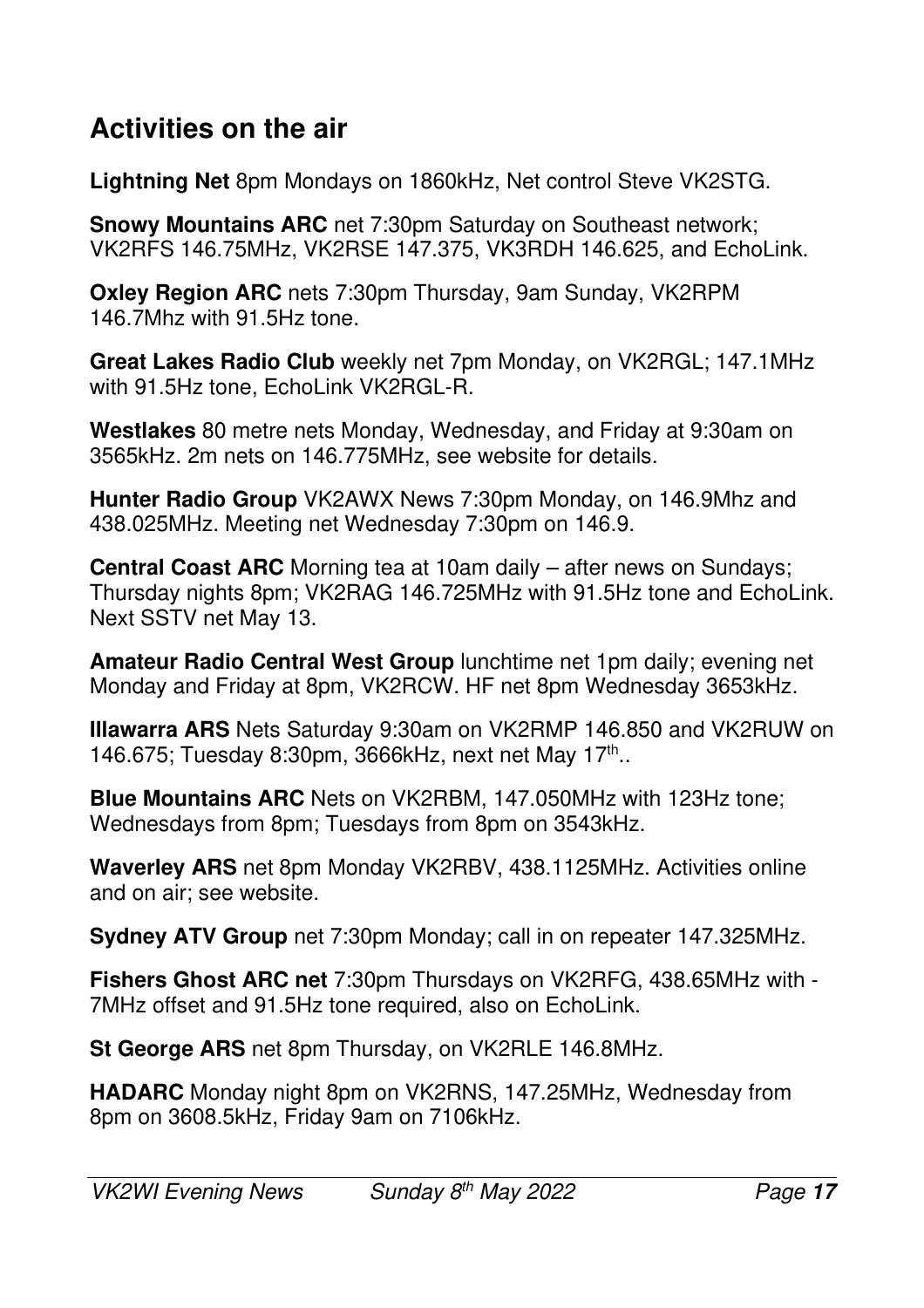## Activities on the air

**Lightning Net** 8pm Mondays on 1860kHz, Net control Steve VK2STG.

**Snowy Mountains ARC** net 7:30pm Saturday on Southeast network; VK2RFS 146.75MHz, VK2RSE 147.375, VK3RDH 146.625, and EchoLink.

**Oxley Region ARC** nets 7:30pm Thursday, 9am Sunday, VK2RPM 146.7Mhz with 91.5Hz tone.

**Great Lakes Radio Club** weekly net 7pm Monday, on VK2RGL; 147.1MHz with 91.5Hz tone, EchoLink VK2RGL-R.

**Westlakes** 80 metre nets Monday, Wednesday, and Friday at 9:30am on 3565kHz. 2m nets on 146.775MHz, see website for details.

**Hunter Radio Group** VK2AWX News 7:30pm Monday, on 146.9Mhz and 438.025MHz. Meeting net Wednesday 7:30pm on 146.9.

**Central Coast ARC** Morning tea at 10am daily – after news on Sundays; Thursday nights 8pm; VK2RAG 146.725MHz with 91.5Hz tone and EchoLink. Next SSTV net May 13.

**Amateur Radio Central West Group** lunchtime net 1pm daily; evening net Monday and Friday at 8pm, VK2RCW. HF net 8pm Wednesday 3653kHz.

**Illawarra ARS** Nets Saturday 9:30am on VK2RMP 146.850 and VK2RUW on 146.675; Tuesday 8:30pm, 3666kHz, next net May 17th..

**Blue Mountains ARC** Nets on VK2RBM, 147.050MHz with 123Hz tone; Wednesdays from 8pm; Tuesdays from 8pm on 3543kHz.

**Waverley ARS** net 8pm Monday VK2RBV, 438.1125MHz. Activities online and on air; see website.

**Sydney ATV Group** net 7:30pm Monday; call in on repeater 147.325MHz.

**Fishers Ghost ARC net** 7:30pm Thursdays on VK2RFG, 438.65MHz with -7MHz offset and 91.5Hz tone required, also on EchoLink.

**St George ARS** net 8pm Thursday, on VK2RLE 146.8MHz.

**HADARC** Monday night 8pm on VK2RNS, 147.25MHz, Wednesday from 8pm on 3608.5kHz, Friday 9am on 7106kHz.